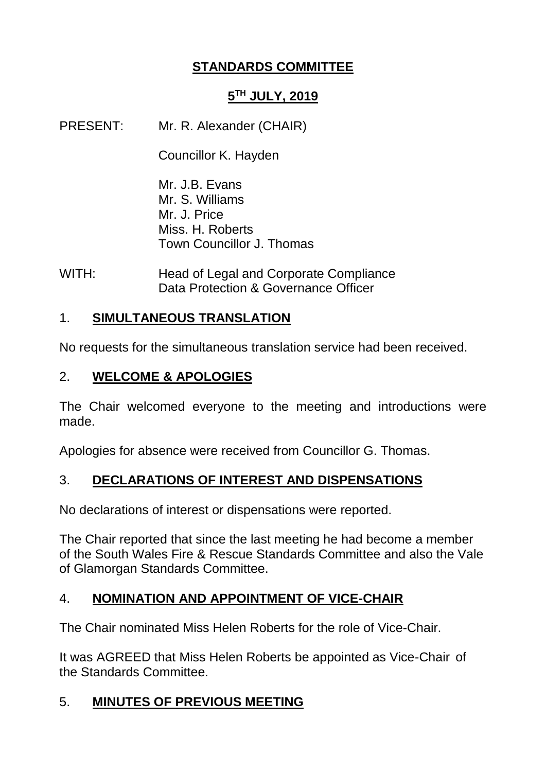# STANDARDS COMMITTEE

## 5TH JULY, 2019

PRESENT: Mr. R. Alexander (CHAIR)

Councillor K. Hayden

Mr. J.B. Evans
Mr. S. Williams
Mr. J. Price
Miss. H. Roberts
Town Councillor J. Thomas

WITH: Head of Legal and Corporate Compliance
Data Protection & Governance Officer

### 1. SIMULTANEOUS TRANSLATION

No requests for the simultaneous translation service had been received.

### 2. WELCOME & APOLOGIES

The Chair welcomed everyone to the meeting and introductions were made.

Apologies for absence were received from Councillor G. Thomas.

### 3. DECLARATIONS OF INTEREST AND DISPENSATIONS

No declarations of interest or dispensations were reported.

The Chair reported that since the last meeting he had become a member of the South Wales Fire & Rescue Standards Committee and also the Vale of Glamorgan Standards Committee.

### 4. NOMINATION AND APPOINTMENT OF VICE-CHAIR

The Chair nominated Miss Helen Roberts for the role of Vice-Chair.

It was AGREED that Miss Helen Roberts be appointed as Vice-Chair of the Standards Committee.

### 5. MINUTES OF PREVIOUS MEETING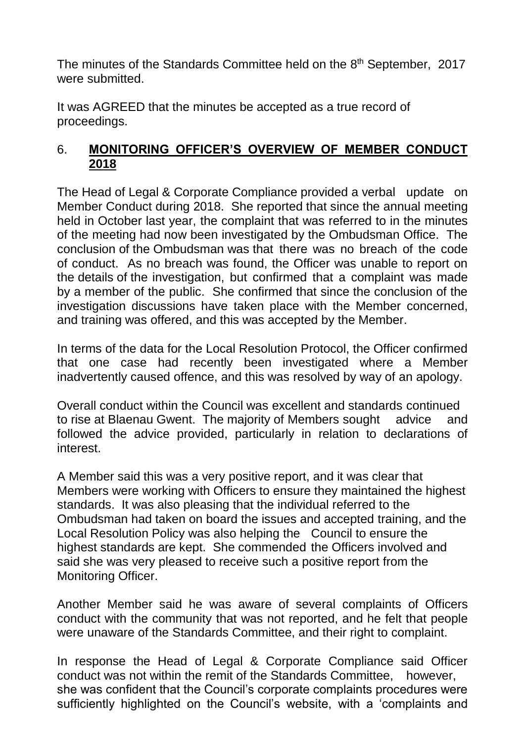The minutes of the Standards Committee held on the 8th September, 2017 were submitted.

It was AGREED that the minutes be accepted as a true record of proceedings.

## 6. MONITORING OFFICER'S OVERVIEW OF MEMBER CONDUCT 2018

The Head of Legal & Corporate Compliance provided a verbal update on Member Conduct during 2018. She reported that since the annual meeting held in October last year, the complaint that was referred to in the minutes of the meeting had now been investigated by the Ombudsman Office. The conclusion of the Ombudsman was that there was no breach of the code of conduct. As no breach was found, the Officer was unable to report on the details of the investigation, but confirmed that a complaint was made by a member of the public. She confirmed that since the conclusion of the investigation discussions have taken place with the Member concerned, and training was offered, and this was accepted by the Member.

In terms of the data for the Local Resolution Protocol, the Officer confirmed that one case had recently been investigated where a Member inadvertently caused offence, and this was resolved by way of an apology.

Overall conduct within the Council was excellent and standards continued to rise at Blaenau Gwent. The majority of Members sought advice and followed the advice provided, particularly in relation to declarations of interest.

A Member said this was a very positive report, and it was clear that Members were working with Officers to ensure they maintained the highest standards. It was also pleasing that the individual referred to the Ombudsman had taken on board the issues and accepted training, and the Local Resolution Policy was also helping the Council to ensure the highest standards are kept. She commended the Officers involved and said she was very pleased to receive such a positive report from the Monitoring Officer.

Another Member said he was aware of several complaints of Officers conduct with the community that was not reported, and he felt that people were unaware of the Standards Committee, and their right to complaint.

In response the Head of Legal & Corporate Compliance said Officer conduct was not within the remit of the Standards Committee, however, she was confident that the Council's corporate complaints procedures were sufficiently highlighted on the Council's website, with a 'complaints and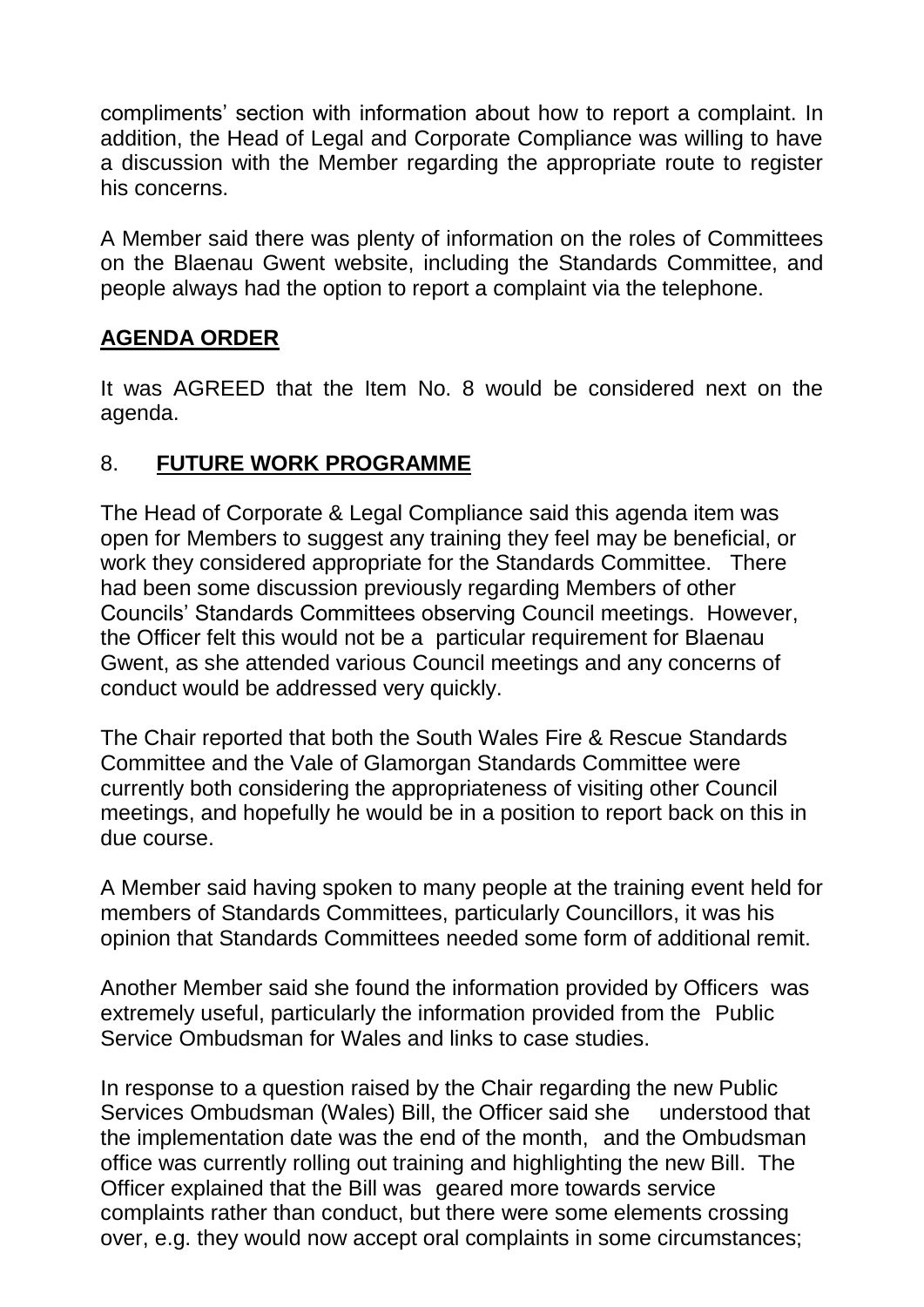compliments' section with information about how to report a complaint. In addition, the Head of Legal and Corporate Compliance was willing to have a discussion with the Member regarding the appropriate route to register his concerns.

A Member said there was plenty of information on the roles of Committees on the Blaenau Gwent website, including the Standards Committee, and people always had the option to report a complaint via the telephone.

**AGENDA ORDER**

It was AGREED that the Item No. 8 would be considered next on the agenda.

## 8. **FUTURE WORK PROGRAMME**

The Head of Corporate & Legal Compliance said this agenda item was open for Members to suggest any training they feel may be beneficial, or work they considered appropriate for the Standards Committee. There had been some discussion previously regarding Members of other Councils' Standards Committees observing Council meetings. However, the Officer felt this would not be a particular requirement for Blaenau Gwent, as she attended various Council meetings and any concerns of conduct would be addressed very quickly.

The Chair reported that both the South Wales Fire & Rescue Standards Committee and the Vale of Glamorgan Standards Committee were currently both considering the appropriateness of visiting other Council meetings, and hopefully he would be in a position to report back on this in due course.

A Member said having spoken to many people at the training event held for members of Standards Committees, particularly Councillors, it was his opinion that Standards Committees needed some form of additional remit.

Another Member said she found the information provided by Officers was extremely useful, particularly the information provided from the Public Service Ombudsman for Wales and links to case studies.

In response to a question raised by the Chair regarding the new Public Services Ombudsman (Wales) Bill, the Officer said she understood that the implementation date was the end of the month, and the Ombudsman office was currently rolling out training and highlighting the new Bill. The Officer explained that the Bill was geared more towards service complaints rather than conduct, but there were some elements crossing over, e.g. they would now accept oral complaints in some circumstances;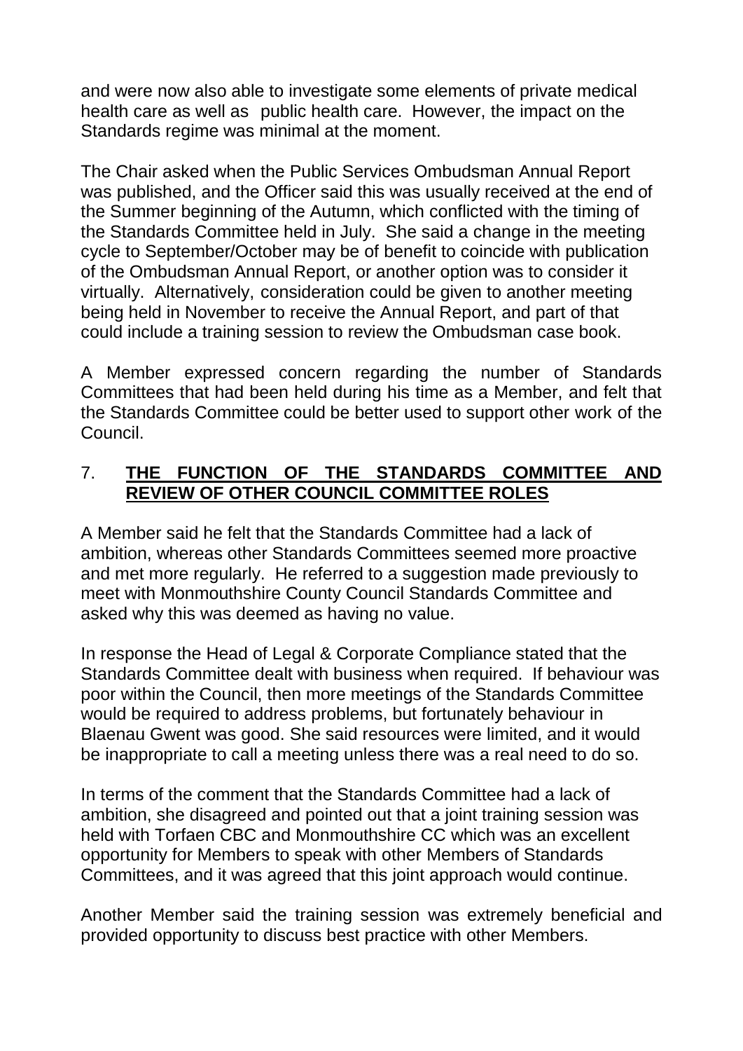and were now also able to investigate some elements of private medical health care as well as public health care. However, the impact on the Standards regime was minimal at the moment.

The Chair asked when the Public Services Ombudsman Annual Report was published, and the Officer said this was usually received at the end of the Summer beginning of the Autumn, which conflicted with the timing of the Standards Committee held in July. She said a change in the meeting cycle to September/October may be of benefit to coincide with publication of the Ombudsman Annual Report, or another option was to consider it virtually. Alternatively, consideration could be given to another meeting being held in November to receive the Annual Report, and part of that could include a training session to review the Ombudsman case book.

A Member expressed concern regarding the number of Standards Committees that had been held during his time as a Member, and felt that the Standards Committee could be better used to support other work of the Council.

## 7. **THE FUNCTION OF THE STANDARDS COMMITTEE AND REVIEW OF OTHER COUNCIL COMMITTEE ROLES**

A Member said he felt that the Standards Committee had a lack of ambition, whereas other Standards Committees seemed more proactive and met more regularly. He referred to a suggestion made previously to meet with Monmouthshire County Council Standards Committee and asked why this was deemed as having no value.

In response the Head of Legal & Corporate Compliance stated that the Standards Committee dealt with business when required. If behaviour was poor within the Council, then more meetings of the Standards Committee would be required to address problems, but fortunately behaviour in Blaenau Gwent was good. She said resources were limited, and it would be inappropriate to call a meeting unless there was a real need to do so.

In terms of the comment that the Standards Committee had a lack of ambition, she disagreed and pointed out that a joint training session was held with Torfaen CBC and Monmouthshire CC which was an excellent opportunity for Members to speak with other Members of Standards Committees, and it was agreed that this joint approach would continue.

Another Member said the training session was extremely beneficial and provided opportunity to discuss best practice with other Members.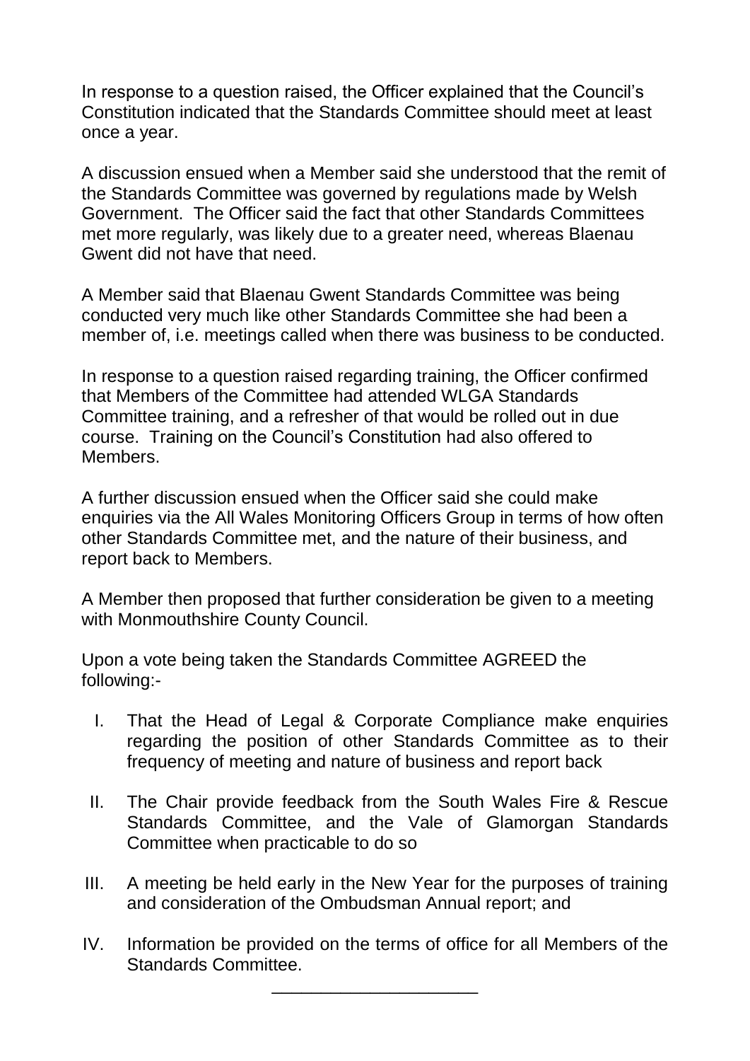In response to a question raised, the Officer explained that the Council's Constitution indicated that the Standards Committee should meet at least once a year.

A discussion ensued when a Member said she understood that the remit of the Standards Committee was governed by regulations made by Welsh Government. The Officer said the fact that other Standards Committees met more regularly, was likely due to a greater need, whereas Blaenau Gwent did not have that need.

A Member said that Blaenau Gwent Standards Committee was being conducted very much like other Standards Committee she had been a member of, i.e. meetings called when there was business to be conducted.

In response to a question raised regarding training, the Officer confirmed that Members of the Committee had attended WLGA Standards Committee training, and a refresher of that would be rolled out in due course. Training on the Council's Constitution had also offered to Members.

A further discussion ensued when the Officer said she could make enquiries via the All Wales Monitoring Officers Group in terms of how often other Standards Committee met, and the nature of their business, and report back to Members.

A Member then proposed that further consideration be given to a meeting with Monmouthshire County Council.

Upon a vote being taken the Standards Committee AGREED the following:-

I. That the Head of Legal & Corporate Compliance make enquiries regarding the position of other Standards Committee as to their frequency of meeting and nature of business and report back

II. The Chair provide feedback from the South Wales Fire & Rescue Standards Committee, and the Vale of Glamorgan Standards Committee when practicable to do so

III. A meeting be held early in the New Year for the purposes of training and consideration of the Ombudsman Annual report; and

IV. Information be provided on the terms of office for all Members of the Standards Committee.

---